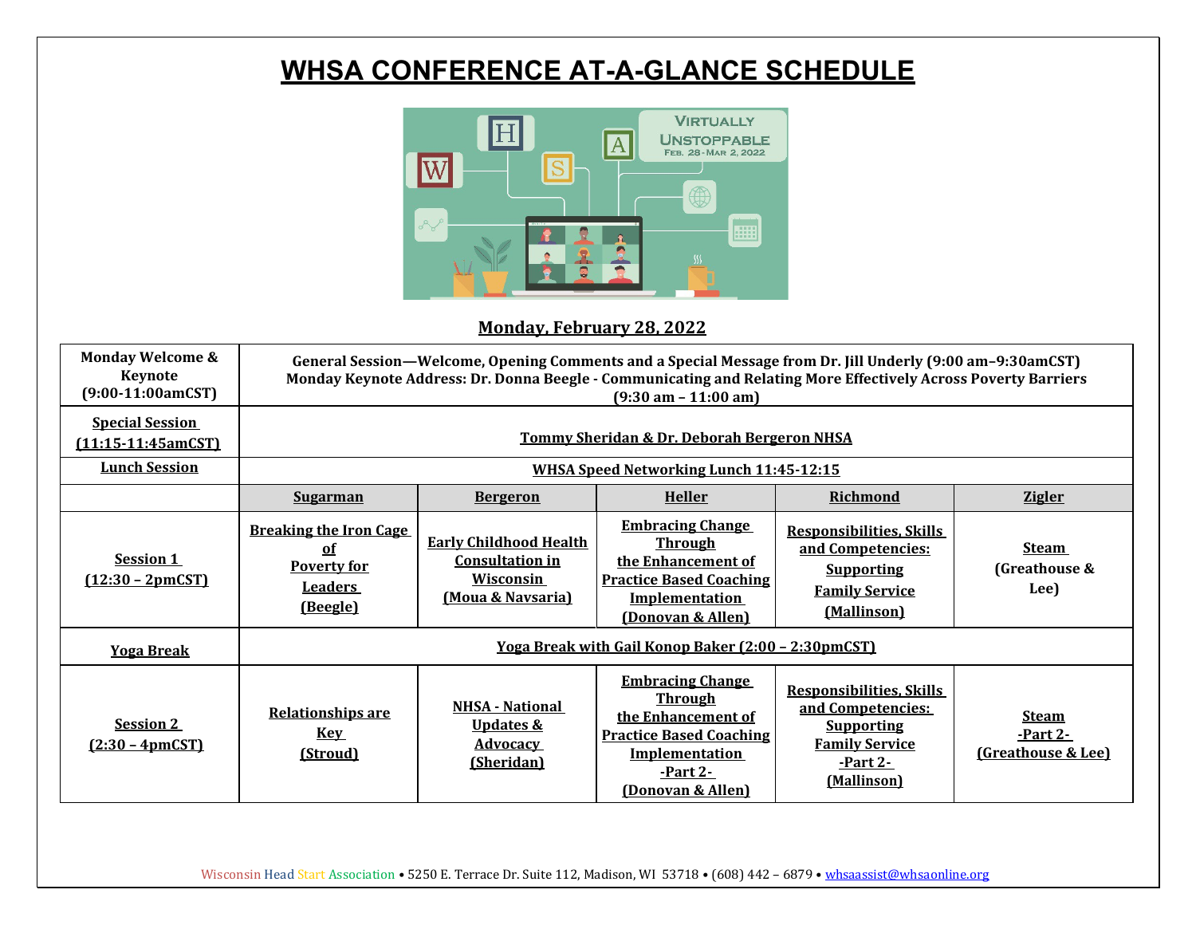# WHSA CONFERENCE AT-A-GLANCE SCHEDULE

## Monday, February 28, 2022

| | | | | | |
|---|---|---|---|---|---|
| **Monday Welcome & Keynote (9:00-11:00amCST)** | **General Session—Welcome, Opening Comments and a Special Message from Dr. Jill Underly (9:00 am–9:30amCST) Monday Keynote Address: Dr. Donna Beegle - Communicating and Relating More Effectively Across Poverty Barriers (9:30 am – 11:00 am)** | | | | |
| **Special Session (11:15-11:45amCST)** | **Tommy Sheridan & Dr. Deborah Bergeron NHSA** | | | | |
| **Lunch Session** | **WHSA Speed Networking Lunch 11:45-12:15** | | | | |
| | **Sugarman** | **Bergeron** | **Heller** | **Richmond** | **Zigler** |
| **Session 1 (12:30 – 2pmCST)** | **Breaking the Iron Cage of Poverty for Leaders (Beegle)** | **Early Childhood Health Consultation in Wisconsin (Moua & Navsaria)** | **Embracing Change Through the Enhancement of Practice Based Coaching Implementation (Donovan & Allen)** | **Responsibilities, Skills and Competencies: Supporting Family Service (Mallinson)** | **Steam (Greathouse & Lee)** |
| **Yoga Break** | **Yoga Break with Gail Konop Baker (2:00 – 2:30pmCST)** | | | | |
| **Session 2 (2:30 – 4pmCST)** | **Relationships are Key (Stroud)** | **NHSA - National Updates & Advocacy (Sheridan)** | **Embracing Change Through the Enhancement of Practice Based Coaching Implementation -Part 2- (Donovan & Allen)** | **Responsibilities, Skills and Competencies: Supporting Family Service -Part 2- (Mallinson)** | **Steam -Part 2- (Greathouse & Lee)** |

Wisconsin Head Start Association • 5250 E. Terrace Dr. Suite 112, Madison, WI 53718 • (608) 442 – 6879 • whsaassist@whsaonline.org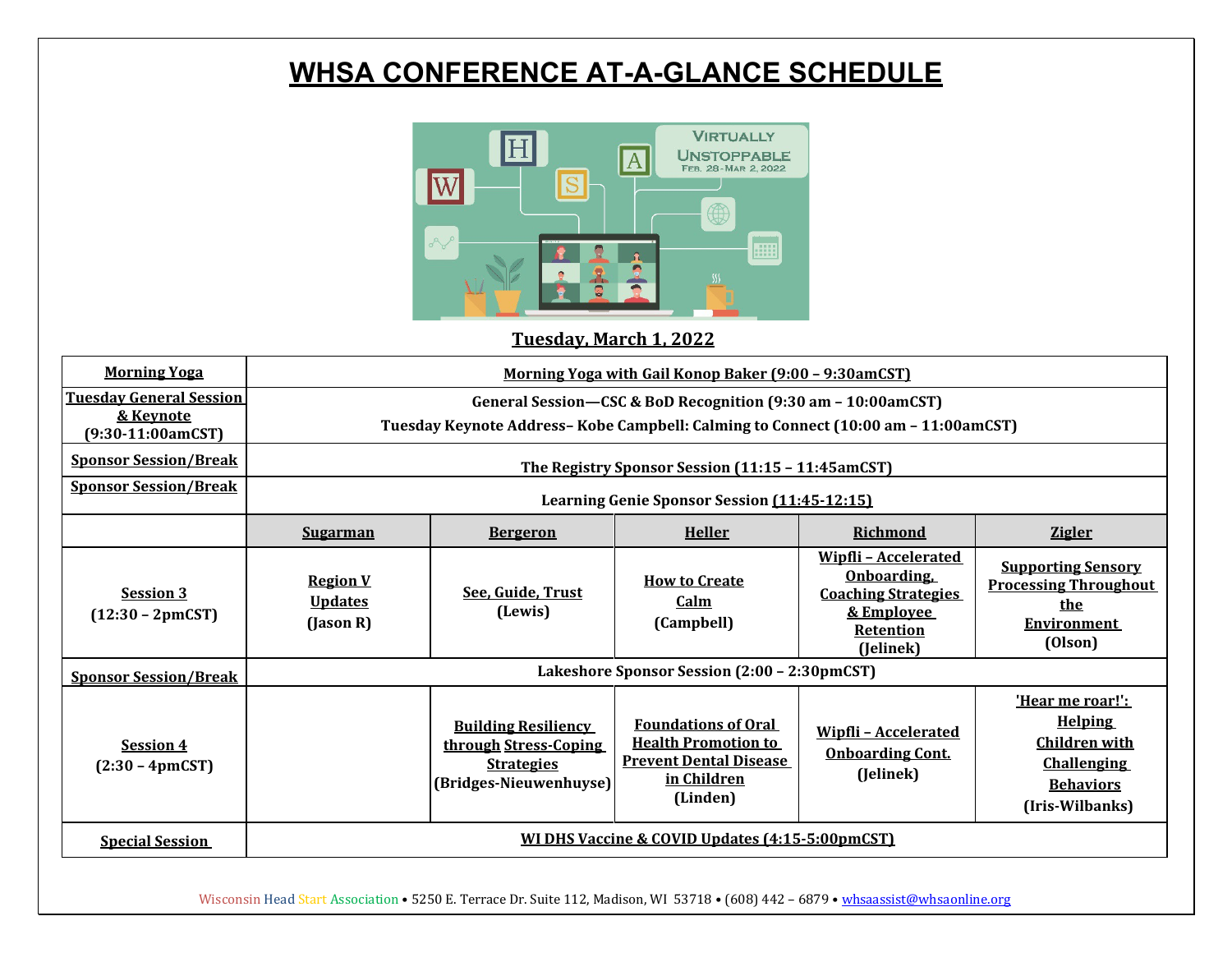# WHSA CONFERENCE AT-A-GLANCE SCHEDULE

VIRTUALLY UNSTOPPABLE FEB. 28-MAR 2, 2022

## Tuesday, March 1, 2022

| | | | | | |
|---|---|---|---|---|---|
| **Morning Yoga** | **Morning Yoga with Gail Konop Baker (9:00 – 9:30amCST)** | | | | |
| **Tuesday General Session & Keynote (9:30-11:00amCST)** | **General Session—CSC & BoD Recognition (9:30 am – 10:00amCST)** **Tuesday Keynote Address– Kobe Campbell: Calming to Connect (10:00 am – 11:00amCST)** | | | | |
| **Sponsor Session/Break** | **The Registry Sponsor Session (11:15 – 11:45amCST)** | | | | |
| **Sponsor Session/Break** | **Learning Genie Sponsor Session (11:45-12:15)** | | | | |
| | **Sugarman** | **Bergeron** | **Heller** | **Richmond** | **Zigler** |
| **Session 3 (12:30 – 2pmCST)** | **Region V Updates (Jason R)** | **See, Guide, Trust (Lewis)** | **How to Create Calm (Campbell)** | **Wipfli – Accelerated Onboarding, Coaching Strategies & Employee Retention (Jelinek)** | **Supporting Sensory Processing Throughout the Environment (Olson)** |
| **Sponsor Session/Break** | **Lakeshore Sponsor Session (2:00 – 2:30pmCST)** | | | | |
| **Session 4 (2:30 – 4pmCST)** | | **Building Resiliency through Stress-Coping Strategies (Bridges-Nieuwenhuyse)** | **Foundations of Oral Health Promotion to Prevent Dental Disease in Children (Linden)** | **Wipfli – Accelerated Onboarding Cont. (Jelinek)** | **'Hear me roar!': Helping Children with Challenging Behaviors (Iris-Wilbanks)** |
| **Special Session** | **WI DHS Vaccine & COVID Updates (4:15-5:00pmCST)** | | | | |

Wisconsin Head Start Association • 5250 E. Terrace Dr. Suite 112, Madison, WI 53718 • (608) 442 – 6879 • whsaassist@whsaonline.org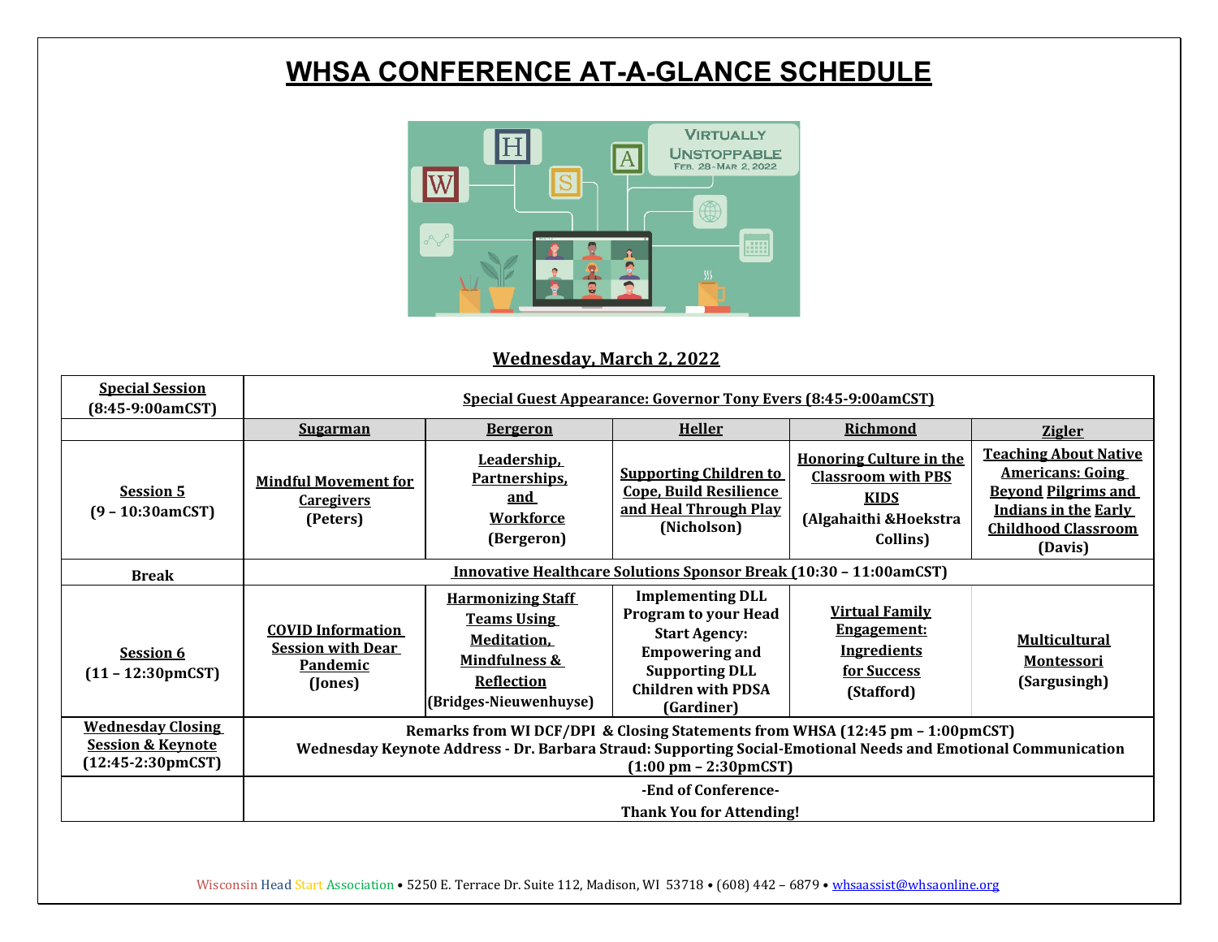# WHSA CONFERENCE AT-A-GLANCE SCHEDULE

Virtually Unstoppable
Feb. 28-Mar 2, 2022

## Wednesday, March 2, 2022

| | | | | | |
|---|---|---|---|---|---|
| **Special Session (8:45-9:00amCST)** | **Special Guest Appearance: Governor Tony Evers (8:45-9:00amCST)** | | | | |
| | **Sugarman** | **Bergeron** | **Heller** | **Richmond** | **Zigler** |
| **Session 5 (9 – 10:30amCST)** | **Mindful Movement for Caregivers (Peters)** | **Leadership, Partnerships, and Workforce (Bergeron)** | **Supporting Children to Cope, Build Resilience and Heal Through Play (Nicholson)** | **Honoring Culture in the Classroom with PBS KIDS (Algahaithi &Hoekstra Collins)** | **Teaching About Native Americans: Going Beyond Pilgrims and Indians in the Early Childhood Classroom (Davis)** |
| **Break** | **Innovative Healthcare Solutions Sponsor Break (10:30 – 11:00amCST)** | | | | |
| **Session 6 (11 – 12:30pmCST)** | **COVID Information Session with Dear Pandemic (Jones)** | **Harmonizing Staff Teams Using Meditation, Mindfulness & Reflection (Bridges-Nieuwenhuyse)** | **Implementing DLL Program to your Head Start Agency: Empowering and Supporting DLL Children with PDSA (Gardiner)** | **Virtual Family Engagement: Ingredients for Success (Stafford)** | **Multicultural Montessori (Sargusingh)** |
| **Wednesday Closing Session & Keynote (12:45-2:30pmCST)** | **Remarks from WI DCF/DPI & Closing Statements from WHSA (12:45 pm – 1:00pmCST)** **Wednesday Keynote Address - Dr. Barbara Straud: Supporting Social-Emotional Needs and Emotional Communication (1:00 pm – 2:30pmCST)** | | | | |
| | **-End of Conference-** **Thank You for Attending!** | | | | |

Wisconsin Head Start Association • 5250 E. Terrace Dr. Suite 112, Madison, WI 53718 • (608) 442 – 6879 • whsaassist@whsaonline.org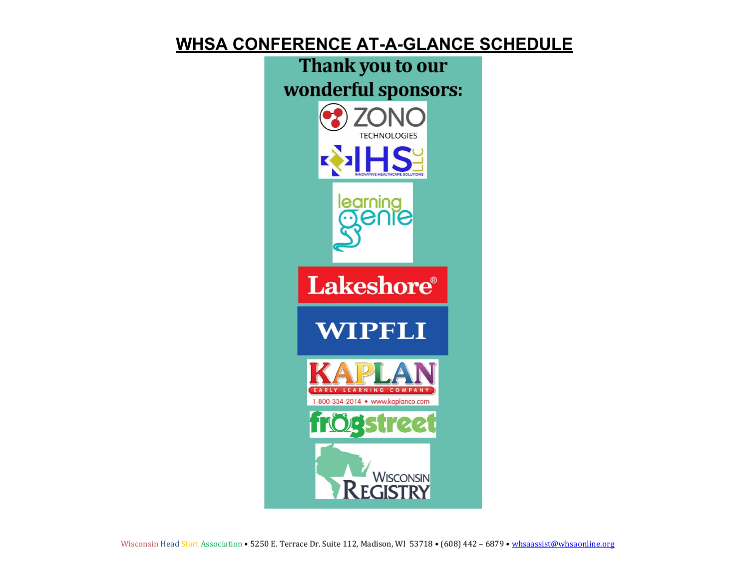# WHSA CONFERENCE AT-A-GLANCE SCHEDULE

## Thank you to our wonderful sponsors:

ZONO TECHNOLOGIES

IHS LLC INNOVATIVE HEALTHCARE SOLUTIONS

learning genie

Lakeshore®

WIPFLI

KAPLAN EARLY LEARNING COMPANY
1-800-334-2014 • www.kaplanco.com

frogstreet

WISCONSIN REGISTRY

Wisconsin Head Start Association • 5250 E. Terrace Dr. Suite 112, Madison, WI 53718 • (608) 442 – 6879 • whsaassist@whsaonline.org